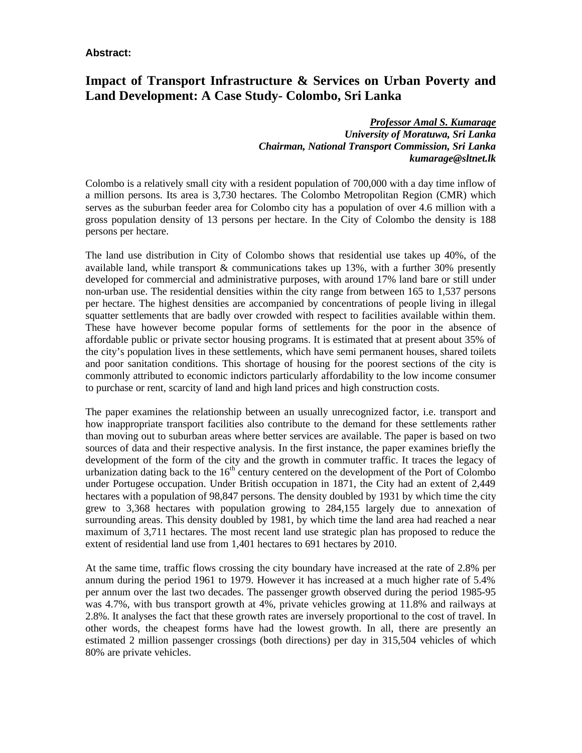**Abstract:**

# Impact of Transport Infrastructure & Services on Urban Poverty and Land Development: A Case Study- Colombo, Sri Lanka

***Professor Amal S. Kumarage***
***University of Moratuwa, Sri Lanka***
***Chairman, National Transport Commission, Sri Lanka***
***kumarage@sltnet.lk***

Colombo is a relatively small city with a resident population of 700,000 with a day time inflow of a million persons. Its area is 3,730 hectares. The Colombo Metropolitan Region (CMR) which serves as the suburban feeder area for Colombo city has a population of over 4.6 million with a gross population density of 13 persons per hectare. In the City of Colombo the density is 188 persons per hectare.

The land use distribution in City of Colombo shows that residential use takes up 40%, of the available land, while transport & communications takes up 13%, with a further 30% presently developed for commercial and administrative purposes, with around 17% land bare or still under non-urban use. The residential densities within the city range from between 165 to 1,537 persons per hectare. The highest densities are accompanied by concentrations of people living in illegal squatter settlements that are badly over crowded with respect to facilities available within them. These have however become popular forms of settlements for the poor in the absence of affordable public or private sector housing programs. It is estimated that at present about 35% of the city's population lives in these settlements, which have semi permanent houses, shared toilets and poor sanitation conditions. This shortage of housing for the poorest sections of the city is commonly attributed to economic indictors particularly affordability to the low income consumer to purchase or rent, scarcity of land and high land prices and high construction costs.

The paper examines the relationship between an usually unrecognized factor, i.e. transport and how inappropriate transport facilities also contribute to the demand for these settlements rather than moving out to suburban areas where better services are available. The paper is based on two sources of data and their respective analysis. In the first instance, the paper examines briefly the development of the form of the city and the growth in commuter traffic. It traces the legacy of urbanization dating back to the 16$^{th}$ century centered on the development of the Port of Colombo under Portugese occupation. Under British occupation in 1871, the City had an extent of 2,449 hectares with a population of 98,847 persons. The density doubled by 1931 by which time the city grew to 3,368 hectares with population growing to 284,155 largely due to annexation of surrounding areas. This density doubled by 1981, by which time the land area had reached a near maximum of 3,711 hectares. The most recent land use strategic plan has proposed to reduce the extent of residential land use from 1,401 hectares to 691 hectares by 2010.

At the same time, traffic flows crossing the city boundary have increased at the rate of 2.8% per annum during the period 1961 to 1979. However it has increased at a much higher rate of 5.4% per annum over the last two decades. The passenger growth observed during the period 1985-95 was 4.7%, with bus transport growth at 4%, private vehicles growing at 11.8% and railways at 2.8%. It analyses the fact that these growth rates are inversely proportional to the cost of travel. In other words, the cheapest forms have had the lowest growth. In all, there are presently an estimated 2 million passenger crossings (both directions) per day in 315,504 vehicles of which 80% are private vehicles.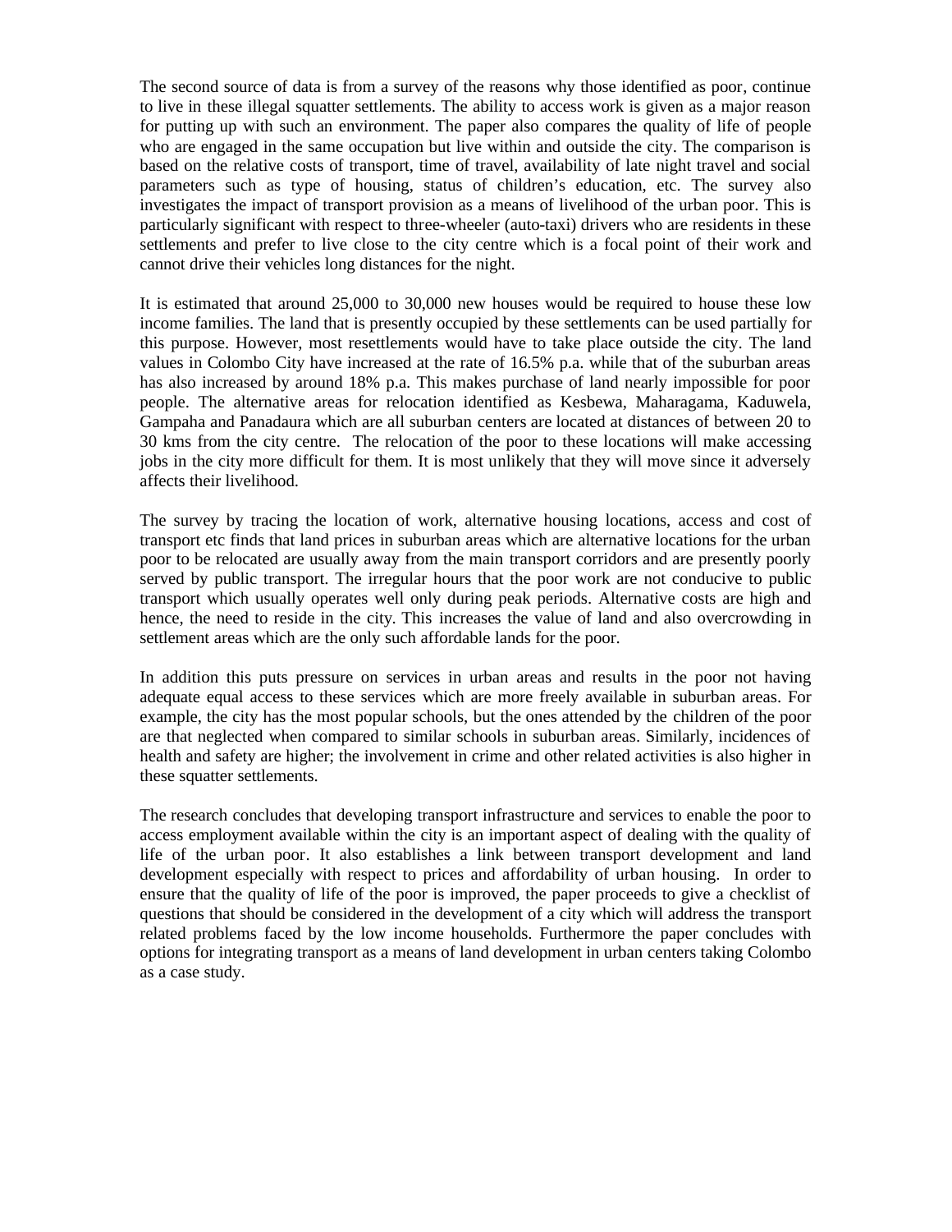The second source of data is from a survey of the reasons why those identified as poor, continue to live in these illegal squatter settlements. The ability to access work is given as a major reason for putting up with such an environment. The paper also compares the quality of life of people who are engaged in the same occupation but live within and outside the city. The comparison is based on the relative costs of transport, time of travel, availability of late night travel and social parameters such as type of housing, status of children's education, etc. The survey also investigates the impact of transport provision as a means of livelihood of the urban poor. This is particularly significant with respect to three-wheeler (auto-taxi) drivers who are residents in these settlements and prefer to live close to the city centre which is a focal point of their work and cannot drive their vehicles long distances for the night.

It is estimated that around 25,000 to 30,000 new houses would be required to house these low income families. The land that is presently occupied by these settlements can be used partially for this purpose. However, most resettlements would have to take place outside the city. The land values in Colombo City have increased at the rate of 16.5% p.a. while that of the suburban areas has also increased by around 18% p.a. This makes purchase of land nearly impossible for poor people. The alternative areas for relocation identified as Kesbewa, Maharagama, Kaduwela, Gampaha and Panadaura which are all suburban centers are located at distances of between 20 to 30 kms from the city centre. The relocation of the poor to these locations will make accessing jobs in the city more difficult for them. It is most unlikely that they will move since it adversely affects their livelihood.

The survey by tracing the location of work, alternative housing locations, access and cost of transport etc finds that land prices in suburban areas which are alternative locations for the urban poor to be relocated are usually away from the main transport corridors and are presently poorly served by public transport. The irregular hours that the poor work are not conducive to public transport which usually operates well only during peak periods. Alternative costs are high and hence, the need to reside in the city. This increases the value of land and also overcrowding in settlement areas which are the only such affordable lands for the poor.

In addition this puts pressure on services in urban areas and results in the poor not having adequate equal access to these services which are more freely available in suburban areas. For example, the city has the most popular schools, but the ones attended by the children of the poor are that neglected when compared to similar schools in suburban areas. Similarly, incidences of health and safety are higher; the involvement in crime and other related activities is also higher in these squatter settlements.

The research concludes that developing transport infrastructure and services to enable the poor to access employment available within the city is an important aspect of dealing with the quality of life of the urban poor. It also establishes a link between transport development and land development especially with respect to prices and affordability of urban housing. In order to ensure that the quality of life of the poor is improved, the paper proceeds to give a checklist of questions that should be considered in the development of a city which will address the transport related problems faced by the low income households. Furthermore the paper concludes with options for integrating transport as a means of land development in urban centers taking Colombo as a case study.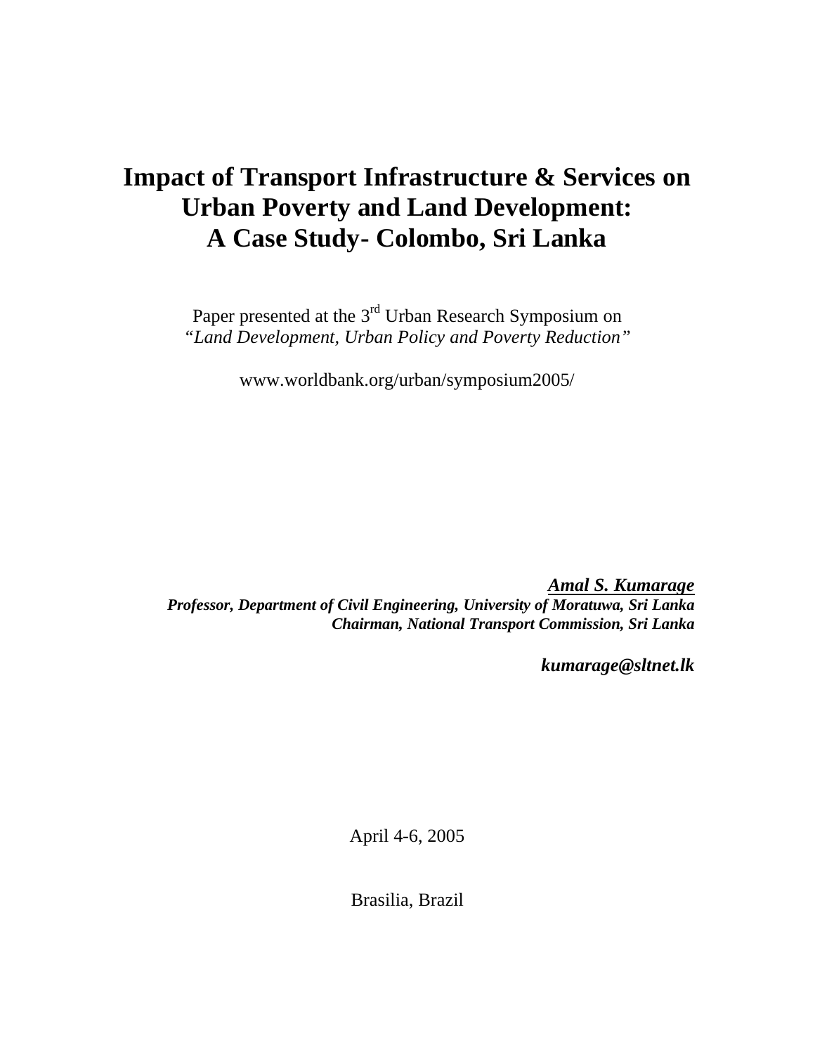# Impact of Transport Infrastructure & Services on Urban Poverty and Land Development: A Case Study- Colombo, Sri Lanka

Paper presented at the 3rd Urban Research Symposium on
*"Land Development, Urban Policy and Poverty Reduction"*

www.worldbank.org/urban/symposium2005/

***Amal S. Kumarage***
***Professor, Department of Civil Engineering, University of Moratuwa, Sri Lanka***
***Chairman, National Transport Commission, Sri Lanka***

***kumarage@sltnet.lk***

April 4-6, 2005

Brasilia, Brazil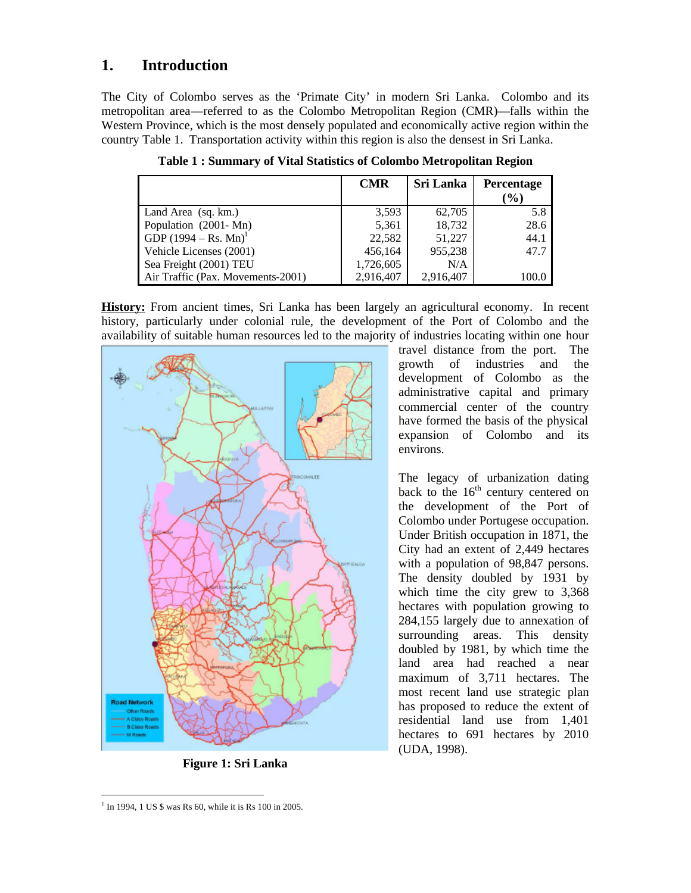## 1. Introduction

The City of Colombo serves as the 'Primate City' in modern Sri Lanka. Colombo and its metropolitan area—referred to as the Colombo Metropolitan Region (CMR)—falls within the Western Province, which is the most densely populated and economically active region within the country Table 1. Transportation activity within this region is also the densest in Sri Lanka.

**Table 1 : Summary of Vital Statistics of Colombo Metropolitan Region**

| | CMR | Sri Lanka | Percentage (%) |
|---|---|---|---|
| Land Area (sq. km.) | 3,593 | 62,705 | 5.8 |
| Population (2001- Mn) | 5,361 | 18,732 | 28.6 |
| GDP (1994 – Rs. Mn)[1] | 22,582 | 51,227 | 44.1 |
| Vehicle Licenses (2001) | 456,164 | 955,238 | 47.7 |
| Sea Freight (2001) TEU | 1,726,605 | N/A | |
| Air Traffic (Pax. Movements-2001) | 2,916,407 | 2,916,407 | 100.0 |

**History:** From ancient times, Sri Lanka has been largely an agricultural economy. In recent history, particularly under colonial rule, the development of the Port of Colombo and the availability of suitable human resources led to the majority of industries locating within one hour travel distance from the port. The growth of industries and the development of Colombo as the administrative capital and primary commercial center of the country have formed the basis of the physical expansion of Colombo and its environs.

The legacy of urbanization dating back to the 16th century centered on the development of the Port of Colombo under Portugese occupation. Under British occupation in 1871, the City had an extent of 2,449 hectares with a population of 98,847 persons. The density doubled by 1931 by which time the city grew to 3,368 hectares with population growing to 284,155 largely due to annexation of surrounding areas. This density doubled by 1981, by which time the land area had reached a near maximum of 3,711 hectares. The most recent land use strategic plan has proposed to reduce the extent of residential land use from 1,401 hectares to 691 hectares by 2010 (UDA, 1998).

**Figure 1: Sri Lanka**

[1] In 1994, 1 US $ was Rs 60, while it is Rs 100 in 2005.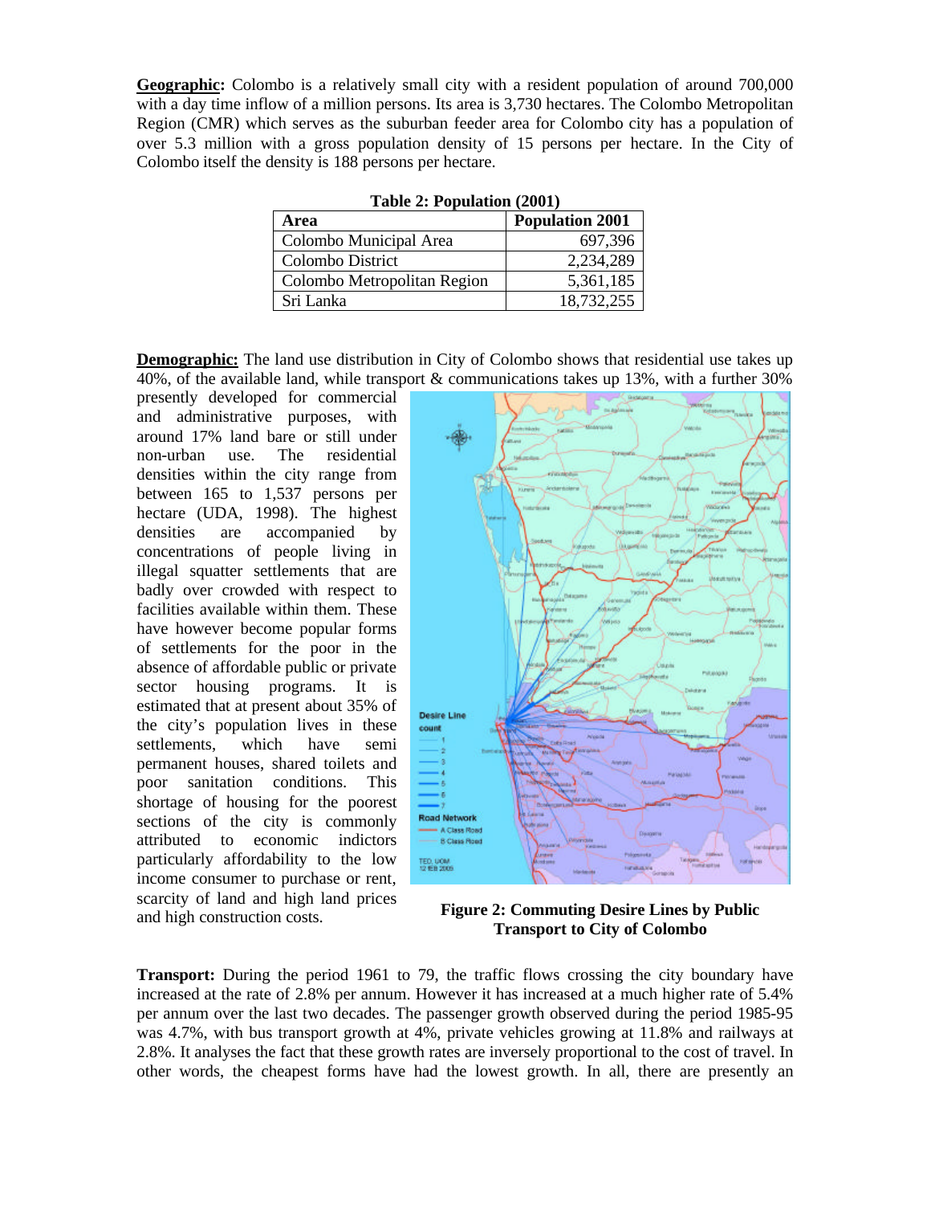**Geographic:** Colombo is a relatively small city with a resident population of around 700,000 with a day time inflow of a million persons. Its area is 3,730 hectares. The Colombo Metropolitan Region (CMR) which serves as the suburban feeder area for Colombo city has a population of over 5.3 million with a gross population density of 15 persons per hectare. In the City of Colombo itself the density is 188 persons per hectare.

**Table 2: Population (2001)**

| Area | Population 2001 |
|---|---:|
| Colombo Municipal Area | 697,396 |
| Colombo District | 2,234,289 |
| Colombo Metropolitan Region | 5,361,185 |
| Sri Lanka | 18,732,255 |

**Demographic:** The land use distribution in City of Colombo shows that residential use takes up 40%, of the available land, while transport & communications takes up 13%, with a further 30% presently developed for commercial and administrative purposes, with around 17% land bare or still under non-urban use. The residential densities within the city range from between 165 to 1,537 persons per hectare (UDA, 1998). The highest densities are accompanied by concentrations of people living in illegal squatter settlements that are badly over crowded with respect to facilities available within them. These have however become popular forms of settlements for the poor in the absence of affordable public or private sector housing programs. It is estimated that at present about 35% of the city's population lives in these settlements, which have semi permanent houses, shared toilets and poor sanitation conditions. This shortage of housing for the poorest sections of the city is commonly attributed to economic indictors particularly affordability to the low income consumer to purchase or rent, scarcity of land and high land prices and high construction costs.

**Figure 2: Commuting Desire Lines by Public Transport to City of Colombo**

**Transport:** During the period 1961 to 79, the traffic flows crossing the city boundary have increased at the rate of 2.8% per annum. However it has increased at a much higher rate of 5.4% per annum over the last two decades. The passenger growth observed during the period 1985-95 was 4.7%, with bus transport growth at 4%, private vehicles growing at 11.8% and railways at 2.8%. It analyses the fact that these growth rates are inversely proportional to the cost of travel. In other words, the cheapest forms have had the lowest growth. In all, there are presently an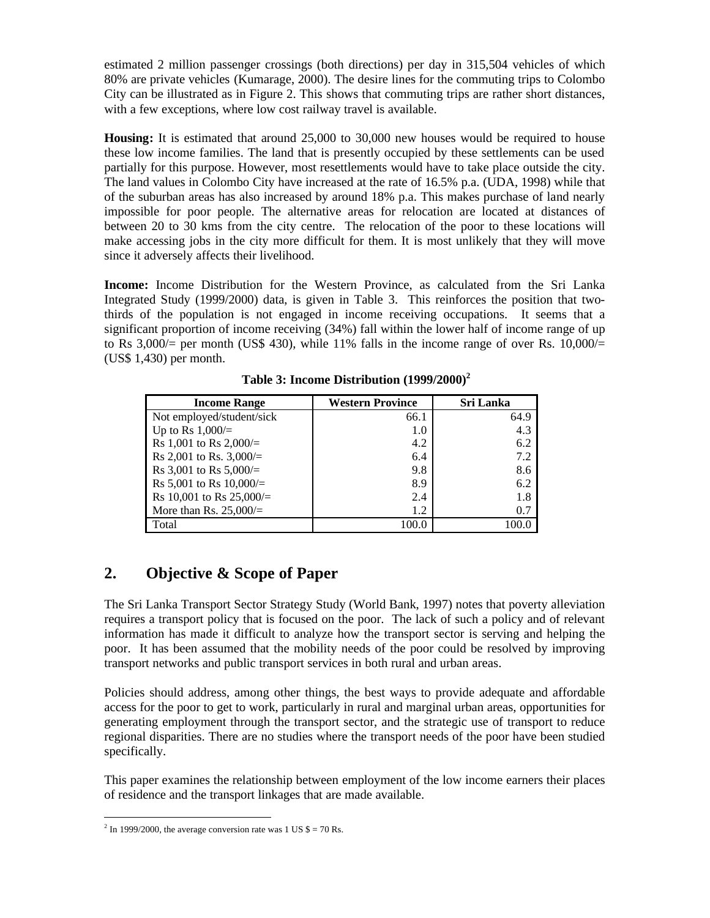estimated 2 million passenger crossings (both directions) per day in 315,504 vehicles of which 80% are private vehicles (Kumarage, 2000). The desire lines for the commuting trips to Colombo City can be illustrated as in Figure 2. This shows that commuting trips are rather short distances, with a few exceptions, where low cost railway travel is available.

**Housing:** It is estimated that around 25,000 to 30,000 new houses would be required to house these low income families. The land that is presently occupied by these settlements can be used partially for this purpose. However, most resettlements would have to take place outside the city. The land values in Colombo City have increased at the rate of 16.5% p.a. (UDA, 1998) while that of the suburban areas has also increased by around 18% p.a. This makes purchase of land nearly impossible for poor people. The alternative areas for relocation are located at distances of between 20 to 30 kms from the city centre. The relocation of the poor to these locations will make accessing jobs in the city more difficult for them. It is most unlikely that they will move since it adversely affects their livelihood.

**Income:** Income Distribution for the Western Province, as calculated from the Sri Lanka Integrated Study (1999/2000) data, is given in Table 3. This reinforces the position that two-thirds of the population is not engaged in income receiving occupations. It seems that a significant proportion of income receiving (34%) fall within the lower half of income range of up to Rs 3,000/= per month (US$ 430), while 11% falls in the income range of over Rs. 10,000/= (US$ 1,430) per month.

**Table 3: Income Distribution (1999/2000)[2]**

| Income Range | Western Province | Sri Lanka |
|---|---|---|
| Not employed/student/sick | 66.1 | 64.9 |
| Up to Rs 1,000/= | 1.0 | 4.3 |
| Rs 1,001 to Rs 2,000/= | 4.2 | 6.2 |
| Rs 2,001 to Rs. 3,000/= | 6.4 | 7.2 |
| Rs 3,001 to Rs 5,000/= | 9.8 | 8.6 |
| Rs 5,001 to Rs 10,000/= | 8.9 | 6.2 |
| Rs 10,001 to Rs 25,000/= | 2.4 | 1.8 |
| More than Rs. 25,000/= | 1.2 | 0.7 |
| Total | 100.0 | 100.0 |

## 2. Objective & Scope of Paper

The Sri Lanka Transport Sector Strategy Study (World Bank, 1997) notes that poverty alleviation requires a transport policy that is focused on the poor. The lack of such a policy and of relevant information has made it difficult to analyze how the transport sector is serving and helping the poor. It has been assumed that the mobility needs of the poor could be resolved by improving transport networks and public transport services in both rural and urban areas.

Policies should address, among other things, the best ways to provide adequate and affordable access for the poor to get to work, particularly in rural and marginal urban areas, opportunities for generating employment through the transport sector, and the strategic use of transport to reduce regional disparities. There are no studies where the transport needs of the poor have been studied specifically.

This paper examines the relationship between employment of the low income earners their places of residence and the transport linkages that are made available.

[2] In 1999/2000, the average conversion rate was 1 US $ = 70 Rs.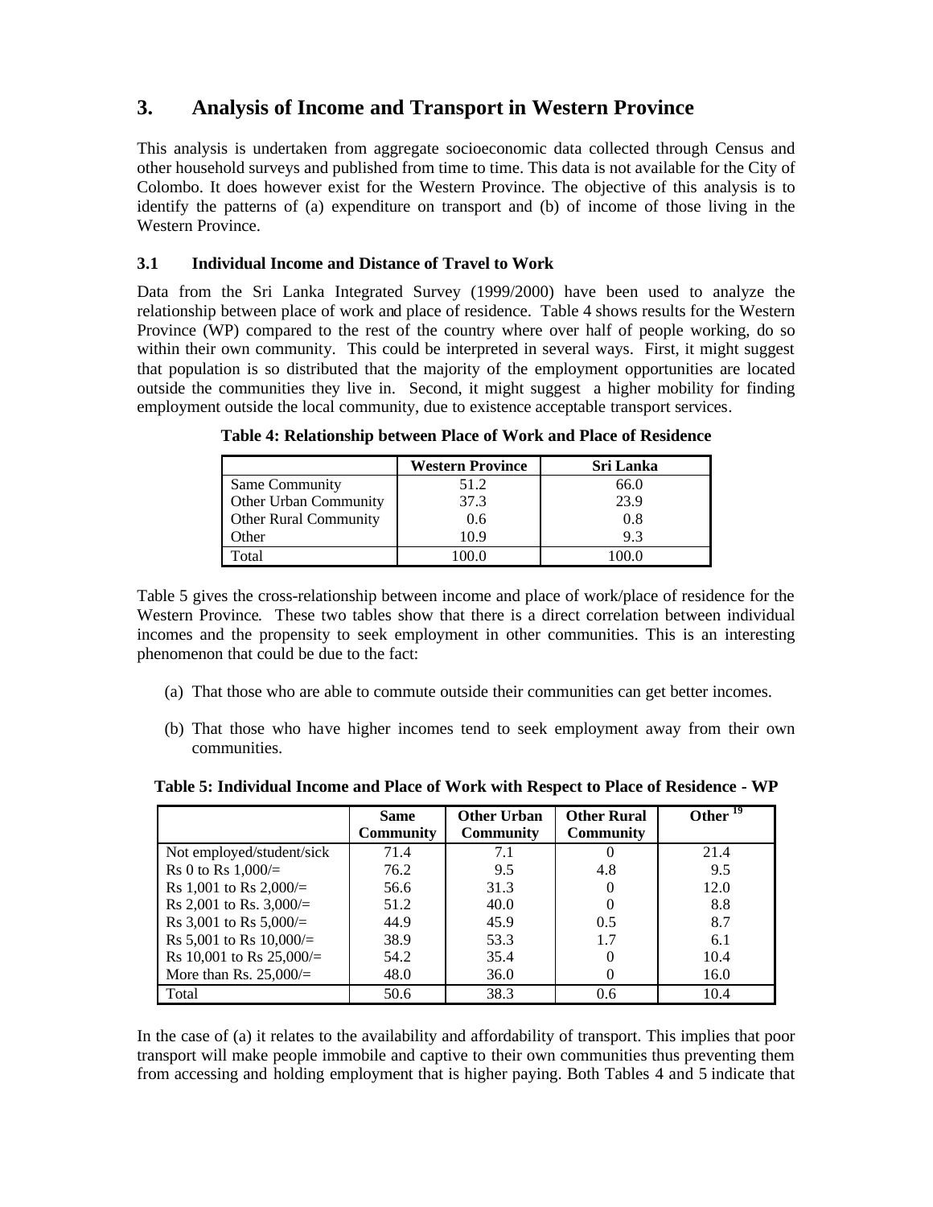## 3. Analysis of Income and Transport in Western Province

This analysis is undertaken from aggregate socioeconomic data collected through Census and other household surveys and published from time to time. This data is not available for the City of Colombo. It does however exist for the Western Province. The objective of this analysis is to identify the patterns of (a) expenditure on transport and (b) of income of those living in the Western Province.

### 3.1 Individual Income and Distance of Travel to Work

Data from the Sri Lanka Integrated Survey (1999/2000) have been used to analyze the relationship between place of work and place of residence. Table 4 shows results for the Western Province (WP) compared to the rest of the country where over half of people working, do so within their own community. This could be interpreted in several ways. First, it might suggest that population is so distributed that the majority of the employment opportunities are located outside the communities they live in. Second, it might suggest a higher mobility for finding employment outside the local community, due to existence acceptable transport services.

**Table 4: Relationship between Place of Work and Place of Residence**

| | Western Province | Sri Lanka |
|---|---|---|
| Same Community | 51.2 | 66.0 |
| Other Urban Community | 37.3 | 23.9 |
| Other Rural Community | 0.6 | 0.8 |
| Other | 10.9 | 9.3 |
| Total | 100.0 | 100.0 |

Table 5 gives the cross-relationship between income and place of work/place of residence for the Western Province. These two tables show that there is a direct correlation between individual incomes and the propensity to seek employment in other communities. This is an interesting phenomenon that could be due to the fact:

(a) That those who are able to commute outside their communities can get better incomes.

(b) That those who have higher incomes tend to seek employment away from their own communities.

**Table 5: Individual Income and Place of Work with Respect to Place of Residence - WP**

| | Same Community | Other Urban Community | Other Rural Community | Other [19] |
|---|---|---|---|---|
| Not employed/student/sick | 71.4 | 7.1 | 0 | 21.4 |
| Rs 0 to Rs 1,000/= | 76.2 | 9.5 | 4.8 | 9.5 |
| Rs 1,001 to Rs 2,000/= | 56.6 | 31.3 | 0 | 12.0 |
| Rs 2,001 to Rs. 3,000/= | 51.2 | 40.0 | 0 | 8.8 |
| Rs 3,001 to Rs 5,000/= | 44.9 | 45.9 | 0.5 | 8.7 |
| Rs 5,001 to Rs 10,000/= | 38.9 | 53.3 | 1.7 | 6.1 |
| Rs 10,001 to Rs 25,000/= | 54.2 | 35.4 | 0 | 10.4 |
| More than Rs. 25,000/= | 48.0 | 36.0 | 0 | 16.0 |
| Total | 50.6 | 38.3 | 0.6 | 10.4 |

In the case of (a) it relates to the availability and affordability of transport. This implies that poor transport will make people immobile and captive to their own communities thus preventing them from accessing and holding employment that is higher paying. Both Tables 4 and 5 indicate that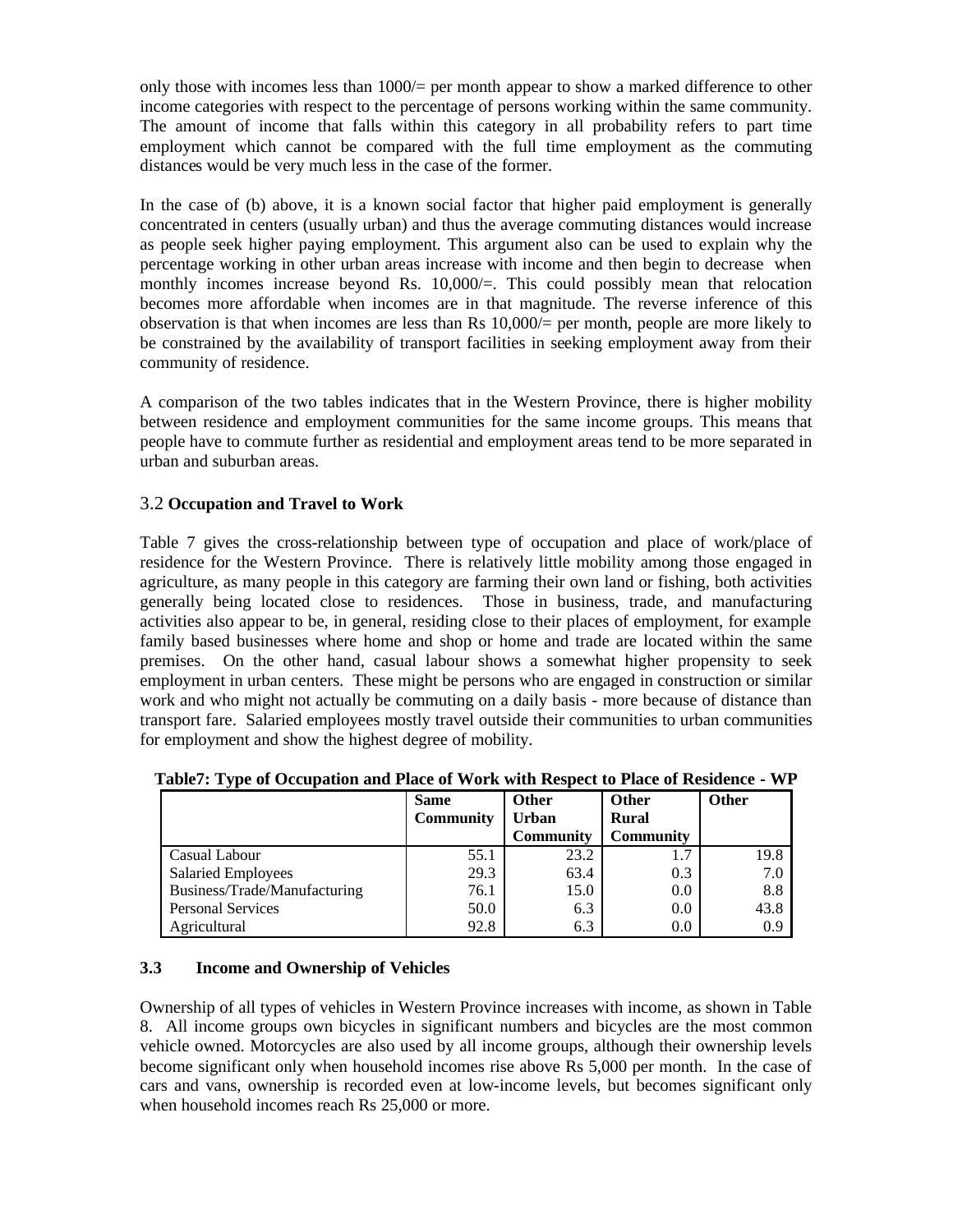only those with incomes less than 1000/= per month appear to show a marked difference to other income categories with respect to the percentage of persons working within the same community. The amount of income that falls within this category in all probability refers to part time employment which cannot be compared with the full time employment as the commuting distances would be very much less in the case of the former.

In the case of (b) above, it is a known social factor that higher paid employment is generally concentrated in centers (usually urban) and thus the average commuting distances would increase as people seek higher paying employment. This argument also can be used to explain why the percentage working in other urban areas increase with income and then begin to decrease when monthly incomes increase beyond Rs. 10,000/=. This could possibly mean that relocation becomes more affordable when incomes are in that magnitude. The reverse inference of this observation is that when incomes are less than Rs 10,000/= per month, people are more likely to be constrained by the availability of transport facilities in seeking employment away from their community of residence.

A comparison of the two tables indicates that in the Western Province, there is higher mobility between residence and employment communities for the same income groups. This means that people have to commute further as residential and employment areas tend to be more separated in urban and suburban areas.

## 3.2 Occupation and Travel to Work

Table 7 gives the cross-relationship between type of occupation and place of work/place of residence for the Western Province. There is relatively little mobility among those engaged in agriculture, as many people in this category are farming their own land or fishing, both activities generally being located close to residences. Those in business, trade, and manufacturing activities also appear to be, in general, residing close to their places of employment, for example family based businesses where home and shop or home and trade are located within the same premises. On the other hand, casual labour shows a somewhat higher propensity to seek employment in urban centers. These might be persons who are engaged in construction or similar work and who might not actually be commuting on a daily basis - more because of distance than transport fare. Salaried employees mostly travel outside their communities to urban communities for employment and show the highest degree of mobility.

**Table7: Type of Occupation and Place of Work with Respect to Place of Residence - WP**

| | Same Community | Other Urban Community | Other Rural Community | Other |
|---|---|---|---|---|
| Casual Labour | 55.1 | 23.2 | 1.7 | 19.8 |
| Salaried Employees | 29.3 | 63.4 | 0.3 | 7.0 |
| Business/Trade/Manufacturing | 76.1 | 15.0 | 0.0 | 8.8 |
| Personal Services | 50.0 | 6.3 | 0.0 | 43.8 |
| Agricultural | 92.8 | 6.3 | 0.0 | 0.9 |

## 3.3 Income and Ownership of Vehicles

Ownership of all types of vehicles in Western Province increases with income, as shown in Table 8. All income groups own bicycles in significant numbers and bicycles are the most common vehicle owned. Motorcycles are also used by all income groups, although their ownership levels become significant only when household incomes rise above Rs 5,000 per month. In the case of cars and vans, ownership is recorded even at low-income levels, but becomes significant only when household incomes reach Rs 25,000 or more.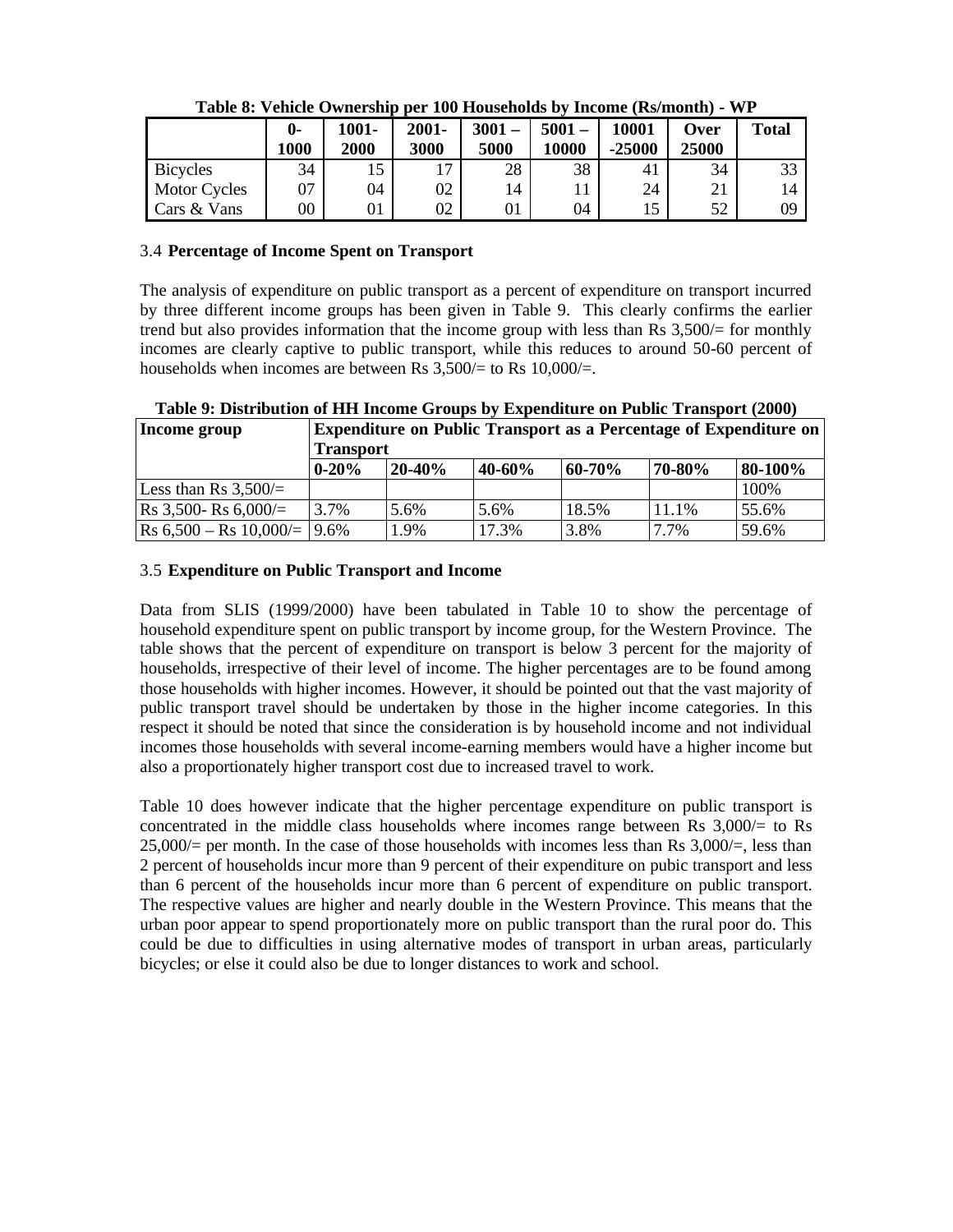**Table 8: Vehicle Ownership per 100 Households by Income (Rs/month) - WP**

| | 0-1000 | 1001-2000 | 2001-3000 | 3001 – 5000 | 5001 – 10000 | 10001 -25000 | Over 25000 | Total |
|---|---|---|---|---|---|---|---|---|
| Bicycles | 34 | 15 | 17 | 28 | 38 | 41 | 34 | 33 |
| Motor Cycles | 07 | 04 | 02 | 14 | 11 | 24 | 21 | 14 |
| Cars & Vans | 00 | 01 | 02 | 01 | 04 | 15 | 52 | 09 |

3.4 **Percentage of Income Spent on Transport**

The analysis of expenditure on public transport as a percent of expenditure on transport incurred by three different income groups has been given in Table 9. This clearly confirms the earlier trend but also provides information that the income group with less than Rs 3,500/= for monthly incomes are clearly captive to public transport, while this reduces to around 50-60 percent of households when incomes are between Rs 3,500/= to Rs 10,000/=.

**Table 9: Distribution of HH Income Groups by Expenditure on Public Transport (2000)**

| Income group | Expenditure on Public Transport as a Percentage of Expenditure on Transport | | | | | |
|---|---|---|---|---|---|---|
| | 0-20% | 20-40% | 40-60% | 60-70% | 70-80% | 80-100% |
| Less than Rs 3,500/= | | | | | | 100% |
| Rs 3,500- Rs 6,000/= | 3.7% | 5.6% | 5.6% | 18.5% | 11.1% | 55.6% |
| Rs 6,500 – Rs 10,000/= | 9.6% | 1.9% | 17.3% | 3.8% | 7.7% | 59.6% |

3.5 **Expenditure on Public Transport and Income**

Data from SLIS (1999/2000) have been tabulated in Table 10 to show the percentage of household expenditure spent on public transport by income group, for the Western Province. The table shows that the percent of expenditure on transport is below 3 percent for the majority of households, irrespective of their level of income. The higher percentages are to be found among those households with higher incomes. However, it should be pointed out that the vast majority of public transport travel should be undertaken by those in the higher income categories. In this respect it should be noted that since the consideration is by household income and not individual incomes those households with several income-earning members would have a higher income but also a proportionately higher transport cost due to increased travel to work.

Table 10 does however indicate that the higher percentage expenditure on public transport is concentrated in the middle class households where incomes range between Rs 3,000/= to Rs 25,000/= per month. In the case of those households with incomes less than Rs 3,000/=, less than 2 percent of households incur more than 9 percent of their expenditure on pubic transport and less than 6 percent of the households incur more than 6 percent of expenditure on public transport. The respective values are higher and nearly double in the Western Province. This means that the urban poor appear to spend proportionately more on public transport than the rural poor do. This could be due to difficulties in using alternative modes of transport in urban areas, particularly bicycles; or else it could also be due to longer distances to work and school.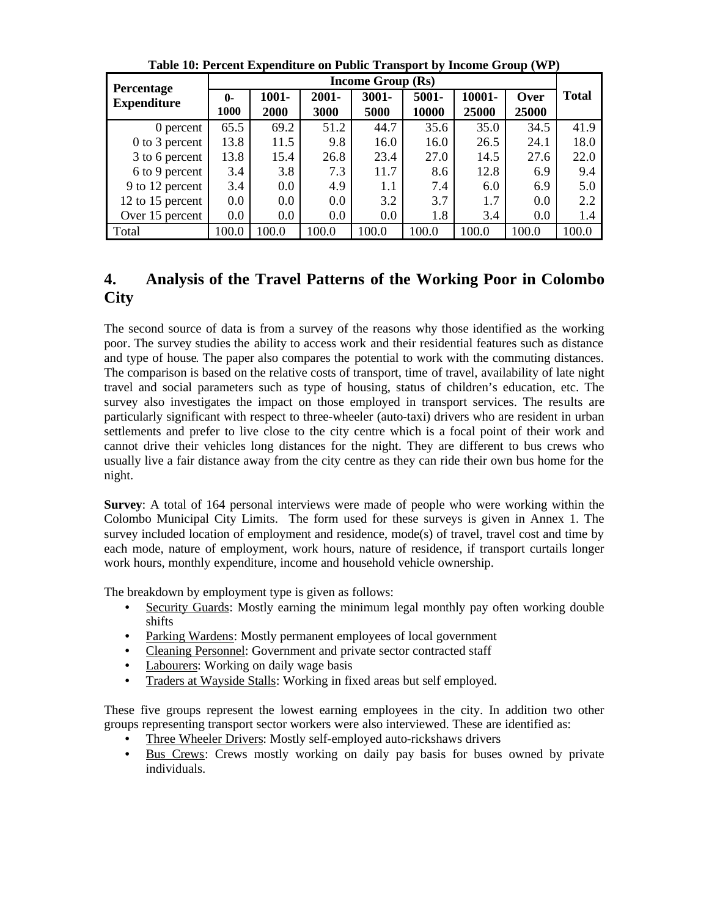**Table 10: Percent Expenditure on Public Transport by Income Group (WP)**

| Percentage Expenditure | Income Group (Rs) | | | | | | | Total |
|---|---|---|---|---|---|---|---|---|
| | 0-1000 | 1001-2000 | 2001-3000 | 3001-5000 | 5001-10000 | 10001-25000 | Over 25000 | |
| 0 percent | 65.5 | 69.2 | 51.2 | 44.7 | 35.6 | 35.0 | 34.5 | 41.9 |
| 0 to 3 percent | 13.8 | 11.5 | 9.8 | 16.0 | 16.0 | 26.5 | 24.1 | 18.0 |
| 3 to 6 percent | 13.8 | 15.4 | 26.8 | 23.4 | 27.0 | 14.5 | 27.6 | 22.0 |
| 6 to 9 percent | 3.4 | 3.8 | 7.3 | 11.7 | 8.6 | 12.8 | 6.9 | 9.4 |
| 9 to 12 percent | 3.4 | 0.0 | 4.9 | 1.1 | 7.4 | 6.0 | 6.9 | 5.0 |
| 12 to 15 percent | 0.0 | 0.0 | 0.0 | 3.2 | 3.7 | 1.7 | 0.0 | 2.2 |
| Over 15 percent | 0.0 | 0.0 | 0.0 | 0.0 | 1.8 | 3.4 | 0.0 | 1.4 |
| Total | 100.0 | 100.0 | 100.0 | 100.0 | 100.0 | 100.0 | 100.0 | 100.0 |

## 4. Analysis of the Travel Patterns of the Working Poor in Colombo City

The second source of data is from a survey of the reasons why those identified as the working poor. The survey studies the ability to access work and their residential features such as distance and type of house. The paper also compares the potential to work with the commuting distances. The comparison is based on the relative costs of transport, time of travel, availability of late night travel and social parameters such as type of housing, status of children's education, etc. The survey also investigates the impact on those employed in transport services. The results are particularly significant with respect to three-wheeler (auto-taxi) drivers who are resident in urban settlements and prefer to live close to the city centre which is a focal point of their work and cannot drive their vehicles long distances for the night. They are different to bus crews who usually live a fair distance away from the city centre as they can ride their own bus home for the night.

**Survey**: A total of 164 personal interviews were made of people who were working within the Colombo Municipal City Limits. The form used for these surveys is given in Annex 1. The survey included location of employment and residence, mode(s) of travel, travel cost and time by each mode, nature of employment, work hours, nature of residence, if transport curtails longer work hours, monthly expenditure, income and household vehicle ownership.

The breakdown by employment type is given as follows:

- Security Guards: Mostly earning the minimum legal monthly pay often working double shifts
- Parking Wardens: Mostly permanent employees of local government
- Cleaning Personnel: Government and private sector contracted staff
- Labourers: Working on daily wage basis
- Traders at Wayside Stalls: Working in fixed areas but self employed.

These five groups represent the lowest earning employees in the city. In addition two other groups representing transport sector workers were also interviewed. These are identified as:

- Three Wheeler Drivers: Mostly self-employed auto-rickshaws drivers
- Bus Crews: Crews mostly working on daily pay basis for buses owned by private individuals.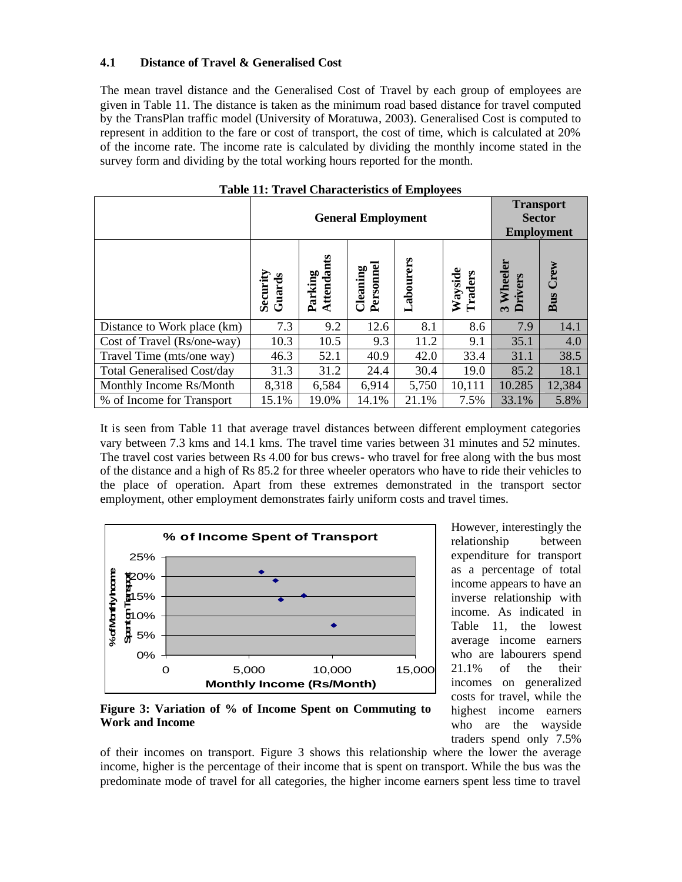### 4.1 Distance of Travel & Generalised Cost

The mean travel distance and the Generalised Cost of Travel by each group of employees are given in Table 11. The distance is taken as the minimum road based distance for travel computed by the TransPlan traffic model (University of Moratuwa, 2003). Generalised Cost is computed to represent in addition to the fare or cost of transport, the cost of time, which is calculated at 20% of the income rate. The income rate is calculated by dividing the monthly income stated in the survey form and dividing by the total working hours reported for the month.

**Table 11: Travel Characteristics of Employees**

| | General Employment | | | | | Transport Sector Employment | |
|---|---|---|---|---|---|---|---|
| | Security Guards | Parking Attendants | Cleaning Personnel | Labourers | Wayside Traders | 3 Wheeler Drivers | Bus Crew |
| Distance to Work place (km) | 7.3 | 9.2 | 12.6 | 8.1 | 8.6 | 7.9 | 14.1 |
| Cost of Travel (Rs/one-way) | 10.3 | 10.5 | 9.3 | 11.2 | 9.1 | 35.1 | 4.0 |
| Travel Time (mts/one way) | 46.3 | 52.1 | 40.9 | 42.0 | 33.4 | 31.1 | 38.5 |
| Total Generalised Cost/day | 31.3 | 31.2 | 24.4 | 30.4 | 19.0 | 85.2 | 18.1 |
| Monthly Income Rs/Month | 8,318 | 6,584 | 6,914 | 5,750 | 10,111 | 10.285 | 12,384 |
| % of Income for Transport | 15.1% | 19.0% | 14.1% | 21.1% | 7.5% | 33.1% | 5.8% |

It is seen from Table 11 that average travel distances between different employment categories vary between 7.3 kms and 14.1 kms. The travel time varies between 31 minutes and 52 minutes. The travel cost varies between Rs 4.00 for bus crews- who travel for free along with the bus most of the distance and a high of Rs 85.2 for three wheeler operators who have to ride their vehicles to the place of operation. Apart from these extremes demonstrated in the transport sector employment, other employment demonstrates fairly uniform costs and travel times.

**Figure 3: Variation of % of Income Spent on Commuting to Work and Income**

However, interestingly the relationship between expenditure for transport as a percentage of total income appears to have an inverse relationship with income. As indicated in Table 11, the lowest average income earners who are labourers spend 21.1% of the their incomes on generalized costs for travel, while the highest income earners who are the wayside traders spend only 7.5% of their incomes on transport. Figure 3 shows this relationship where the lower the average income, higher is the percentage of their income that is spent on transport. While the bus was the predominate mode of travel for all categories, the higher income earners spent less time to travel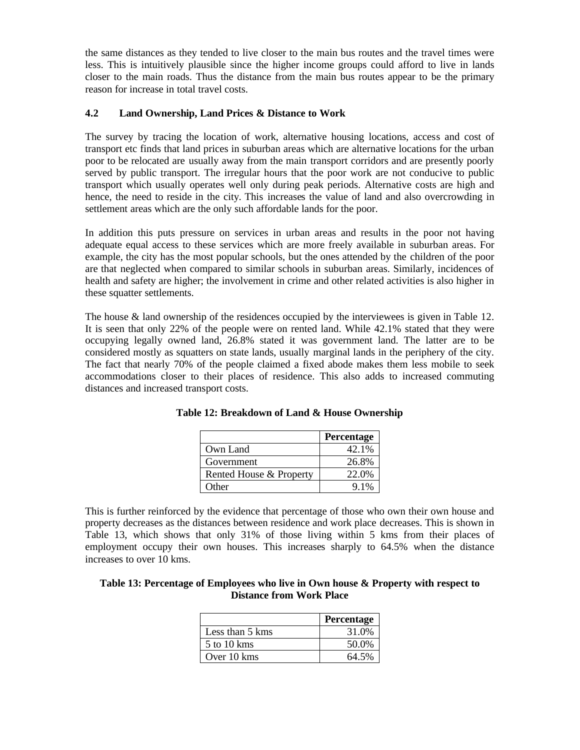the same distances as they tended to live closer to the main bus routes and the travel times were less. This is intuitively plausible since the higher income groups could afford to live in lands closer to the main roads. Thus the distance from the main bus routes appear to be the primary reason for increase in total travel costs.

## 4.2 Land Ownership, Land Prices & Distance to Work

The survey by tracing the location of work, alternative housing locations, access and cost of transport etc finds that land prices in suburban areas which are alternative locations for the urban poor to be relocated are usually away from the main transport corridors and are presently poorly served by public transport. The irregular hours that the poor work are not conducive to public transport which usually operates well only during peak periods. Alternative costs are high and hence, the need to reside in the city. This increases the value of land and also overcrowding in settlement areas which are the only such affordable lands for the poor.

In addition this puts pressure on services in urban areas and results in the poor not having adequate equal access to these services which are more freely available in suburban areas. For example, the city has the most popular schools, but the ones attended by the children of the poor are that neglected when compared to similar schools in suburban areas. Similarly, incidences of health and safety are higher; the involvement in crime and other related activities is also higher in these squatter settlements.

The house & land ownership of the residences occupied by the interviewees is given in Table 12. It is seen that only 22% of the people were on rented land. While 42.1% stated that they were occupying legally owned land, 26.8% stated it was government land. The latter are to be considered mostly as squatters on state lands, usually marginal lands in the periphery of the city. The fact that nearly 70% of the people claimed a fixed abode makes them less mobile to seek accommodations closer to their places of residence. This also adds to increased commuting distances and increased transport costs.

**Table 12: Breakdown of Land & House Ownership**

| | Percentage |
|---|---|
| Own Land | 42.1% |
| Government | 26.8% |
| Rented House & Property | 22.0% |
| Other | 9.1% |

This is further reinforced by the evidence that percentage of those who own their own house and property decreases as the distances between residence and work place decreases. This is shown in Table 13, which shows that only 31% of those living within 5 kms from their places of employment occupy their own houses. This increases sharply to 64.5% when the distance increases to over 10 kms.

**Table 13: Percentage of Employees who live in Own house & Property with respect to Distance from Work Place**

| | Percentage |
|---|---|
| Less than 5 kms | 31.0% |
| 5 to 10 kms | 50.0% |
| Over 10 kms | 64.5% |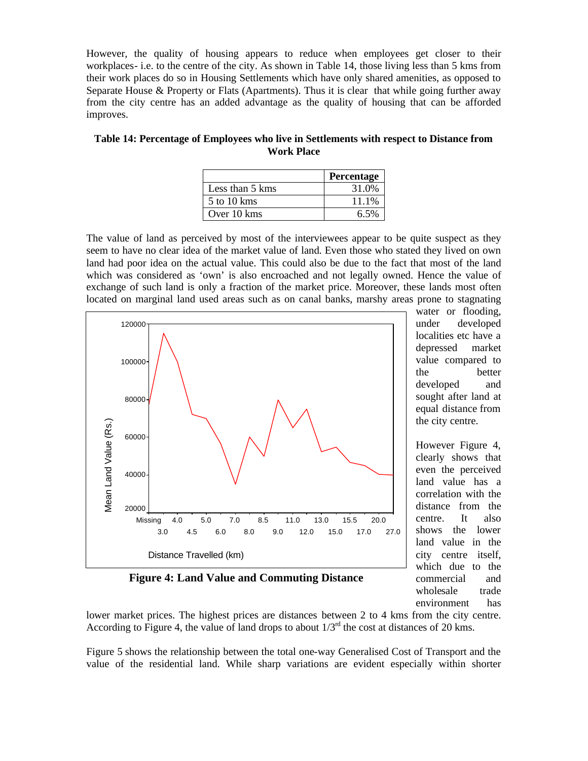However, the quality of housing appears to reduce when employees get closer to their workplaces- i.e. to the centre of the city. As shown in Table 14, those living less than 5 kms from their work places do so in Housing Settlements which have only shared amenities, as opposed to Separate House & Property or Flats (Apartments). Thus it is clear that while going further away from the city centre has an added advantage as the quality of housing that can be afforded improves.

**Table 14: Percentage of Employees who live in Settlements with respect to Distance from Work Place**

| | Percentage |
|---|---|
| Less than 5 kms | 31.0% |
| 5 to 10 kms | 11.1% |
| Over 10 kms | 6.5% |

The value of land as perceived by most of the interviewees appear to be quite suspect as they seem to have no clear idea of the market value of land. Even those who stated they lived on own land had poor idea on the actual value. This could also be due to the fact that most of the land which was considered as 'own' is also encroached and not legally owned. Hence the value of exchange of such land is only a fraction of the market price. Moreover, these lands most often located on marginal land used areas such as on canal banks, marshy areas prone to stagnating water or flooding, under developed localities etc have a depressed market value compared to the better developed and sought after land at equal distance from the city centre.

**Figure 4: Land Value and Commuting Distance**

However Figure 4, clearly shows that even the perceived land value has a correlation with the distance from the centre. It also shows the lower land value in the city centre itself, which due to the commercial and wholesale trade environment has lower market prices. The highest prices are distances between 2 to 4 kms from the city centre. According to Figure 4, the value of land drops to about 1/3rd the cost at distances of 20 kms.

Figure 5 shows the relationship between the total one-way Generalised Cost of Transport and the value of the residential land. While sharp variations are evident especially within shorter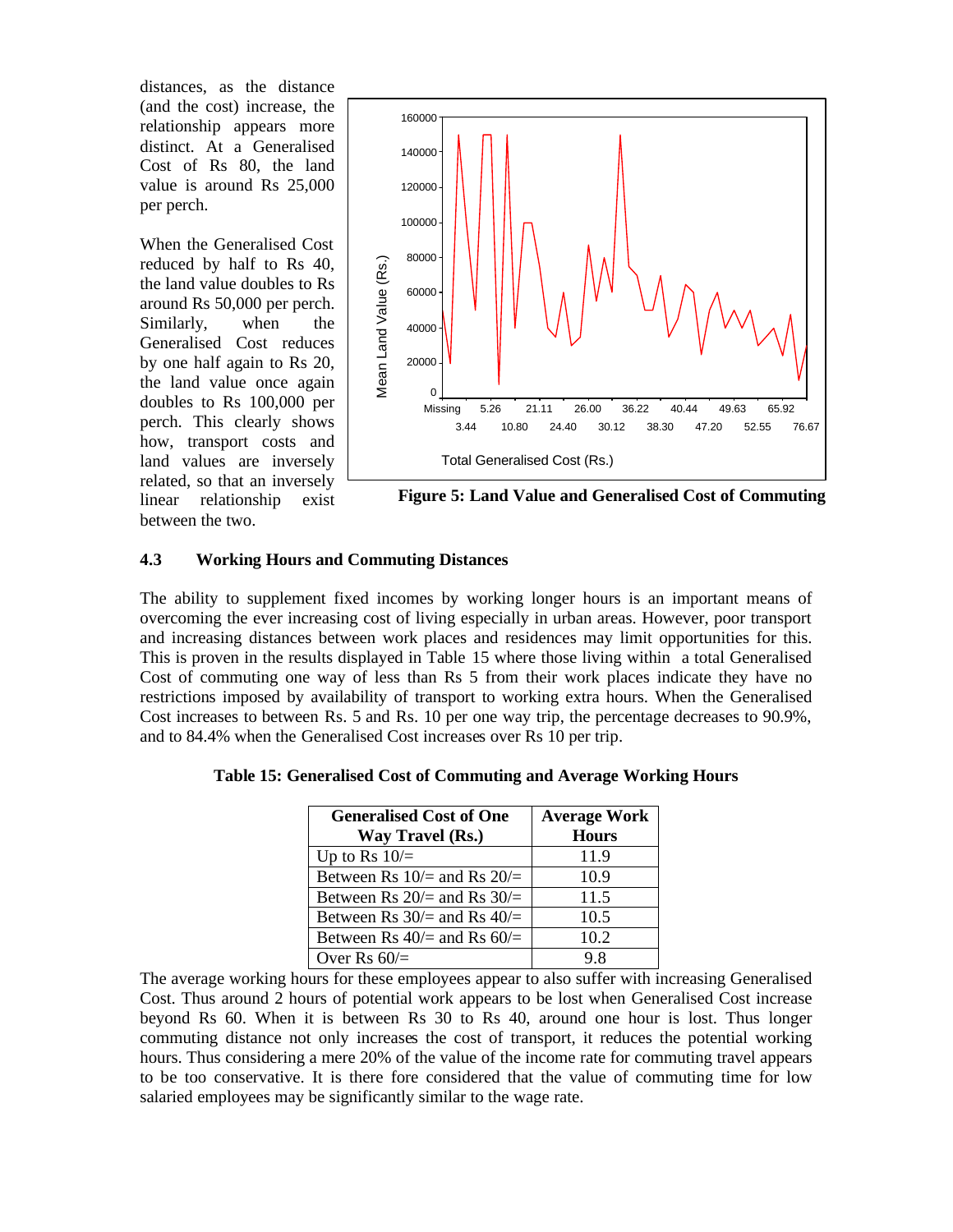distances, as the distance (and the cost) increase, the relationship appears more distinct. At a Generalised Cost of Rs 80, the land value is around Rs 25,000 per perch.

When the Generalised Cost reduced by half to Rs 40, the land value doubles to Rs around Rs 50,000 per perch. Similarly, when the Generalised Cost reduces by one half again to Rs 20, the land value once again doubles to Rs 100,000 per perch. This clearly shows how, transport costs and land values are inversely related, so that an inversely linear relationship exist between the two.

**Figure 5: Land Value and Generalised Cost of Commuting**

### 4.3 Working Hours and Commuting Distances

The ability to supplement fixed incomes by working longer hours is an important means of overcoming the ever increasing cost of living especially in urban areas. However, poor transport and increasing distances between work places and residences may limit opportunities for this. This is proven in the results displayed in Table 15 where those living within a total Generalised Cost of commuting one way of less than Rs 5 from their work places indicate they have no restrictions imposed by availability of transport to working extra hours. When the Generalised Cost increases to between Rs. 5 and Rs. 10 per one way trip, the percentage decreases to 90.9%, and to 84.4% when the Generalised Cost increases over Rs 10 per trip.

**Table 15: Generalised Cost of Commuting and Average Working Hours**

| Generalised Cost of One Way Travel (Rs.) | Average Work Hours |
|---|---|
| Up to Rs 10/= | 11.9 |
| Between Rs 10/= and Rs 20/= | 10.9 |
| Between Rs 20/= and Rs 30/= | 11.5 |
| Between Rs 30/= and Rs 40/= | 10.5 |
| Between Rs 40/= and Rs 60/= | 10.2 |
| Over Rs 60/= | 9.8 |

The average working hours for these employees appear to also suffer with increasing Generalised Cost. Thus around 2 hours of potential work appears to be lost when Generalised Cost increase beyond Rs 60. When it is between Rs 30 to Rs 40, around one hour is lost. Thus longer commuting distance not only increases the cost of transport, it reduces the potential working hours. Thus considering a mere 20% of the value of the income rate for commuting travel appears to be too conservative. It is there fore considered that the value of commuting time for low salaried employees may be significantly similar to the wage rate.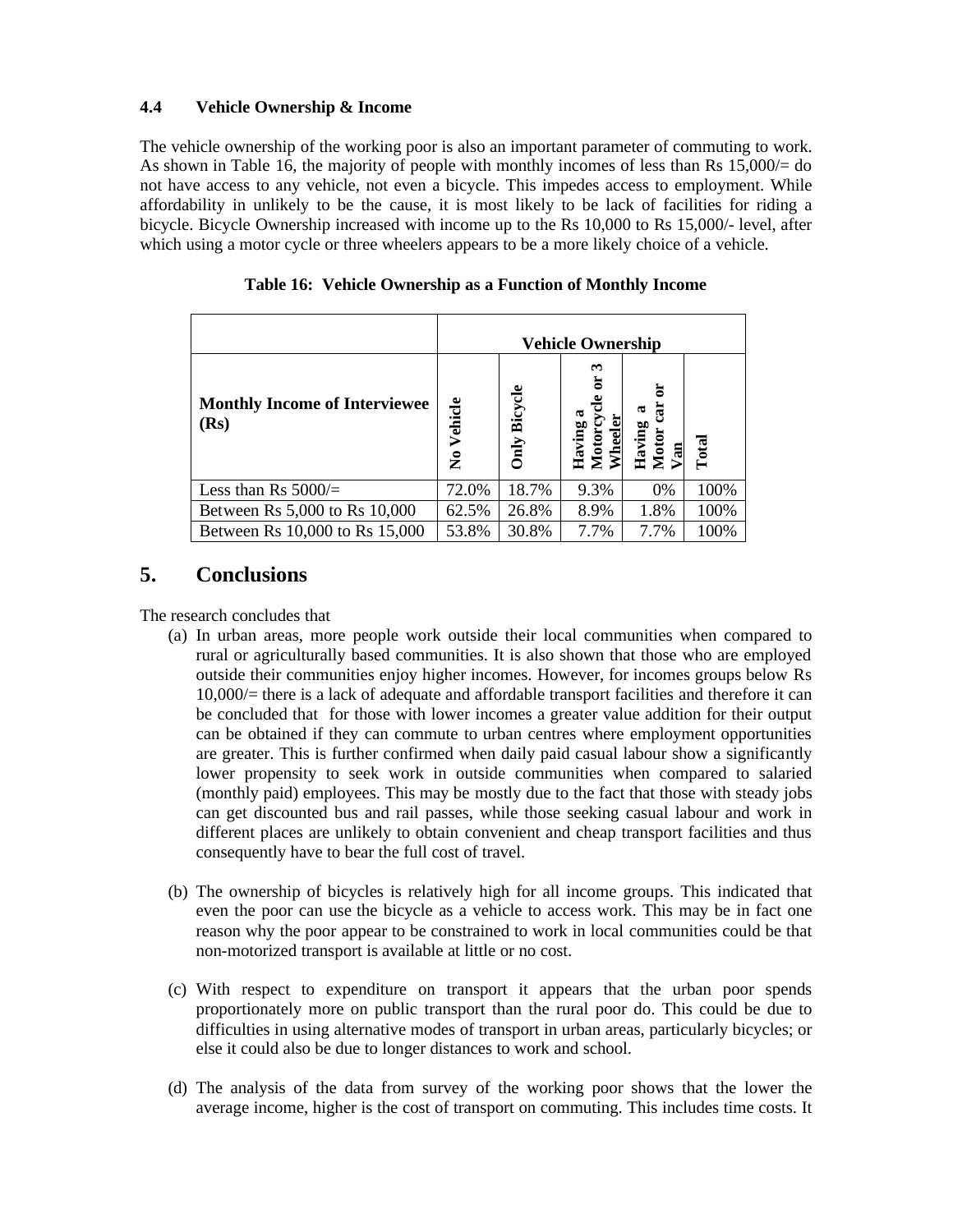### 4.4 Vehicle Ownership & Income

The vehicle ownership of the working poor is also an important parameter of commuting to work. As shown in Table 16, the majority of people with monthly incomes of less than Rs 15,000/= do not have access to any vehicle, not even a bicycle. This impedes access to employment. While affordability in unlikely to be the cause, it is most likely to be lack of facilities for riding a bicycle. Bicycle Ownership increased with income up to the Rs 10,000 to Rs 15,000/- level, after which using a motor cycle or three wheelers appears to be a more likely choice of a vehicle.

**Table 16: Vehicle Ownership as a Function of Monthly Income**

| | Vehicle Ownership | | | | |
|---|---|---|---|---|---|
| **Monthly Income of Interviewee (Rs)** | **No Vehicle** | **Only Bicycle** | **Having a Motorcycle or 3 Wheeler** | **Having a Motor car or Van** | **Total** |
| Less than Rs 5000/= | 72.0% | 18.7% | 9.3% | 0% | 100% |
| Between Rs 5,000 to Rs 10,000 | 62.5% | 26.8% | 8.9% | 1.8% | 100% |
| Between Rs 10,000 to Rs 15,000 | 53.8% | 30.8% | 7.7% | 7.7% | 100% |

## 5. Conclusions

The research concludes that

(a) In urban areas, more people work outside their local communities when compared to rural or agriculturally based communities. It is also shown that those who are employed outside their communities enjoy higher incomes. However, for incomes groups below Rs 10,000/= there is a lack of adequate and affordable transport facilities and therefore it can be concluded that for those with lower incomes a greater value addition for their output can be obtained if they can commute to urban centres where employment opportunities are greater. This is further confirmed when daily paid casual labour show a significantly lower propensity to seek work in outside communities when compared to salaried (monthly paid) employees. This may be mostly due to the fact that those with steady jobs can get discounted bus and rail passes, while those seeking casual labour and work in different places are unlikely to obtain convenient and cheap transport facilities and thus consequently have to bear the full cost of travel.

(b) The ownership of bicycles is relatively high for all income groups. This indicated that even the poor can use the bicycle as a vehicle to access work. This may be in fact one reason why the poor appear to be constrained to work in local communities could be that non-motorized transport is available at little or no cost.

(c) With respect to expenditure on transport it appears that the urban poor spends proportionately more on public transport than the rural poor do. This could be due to difficulties in using alternative modes of transport in urban areas, particularly bicycles; or else it could also be due to longer distances to work and school.

(d) The analysis of the data from survey of the working poor shows that the lower the average income, higher is the cost of transport on commuting. This includes time costs. It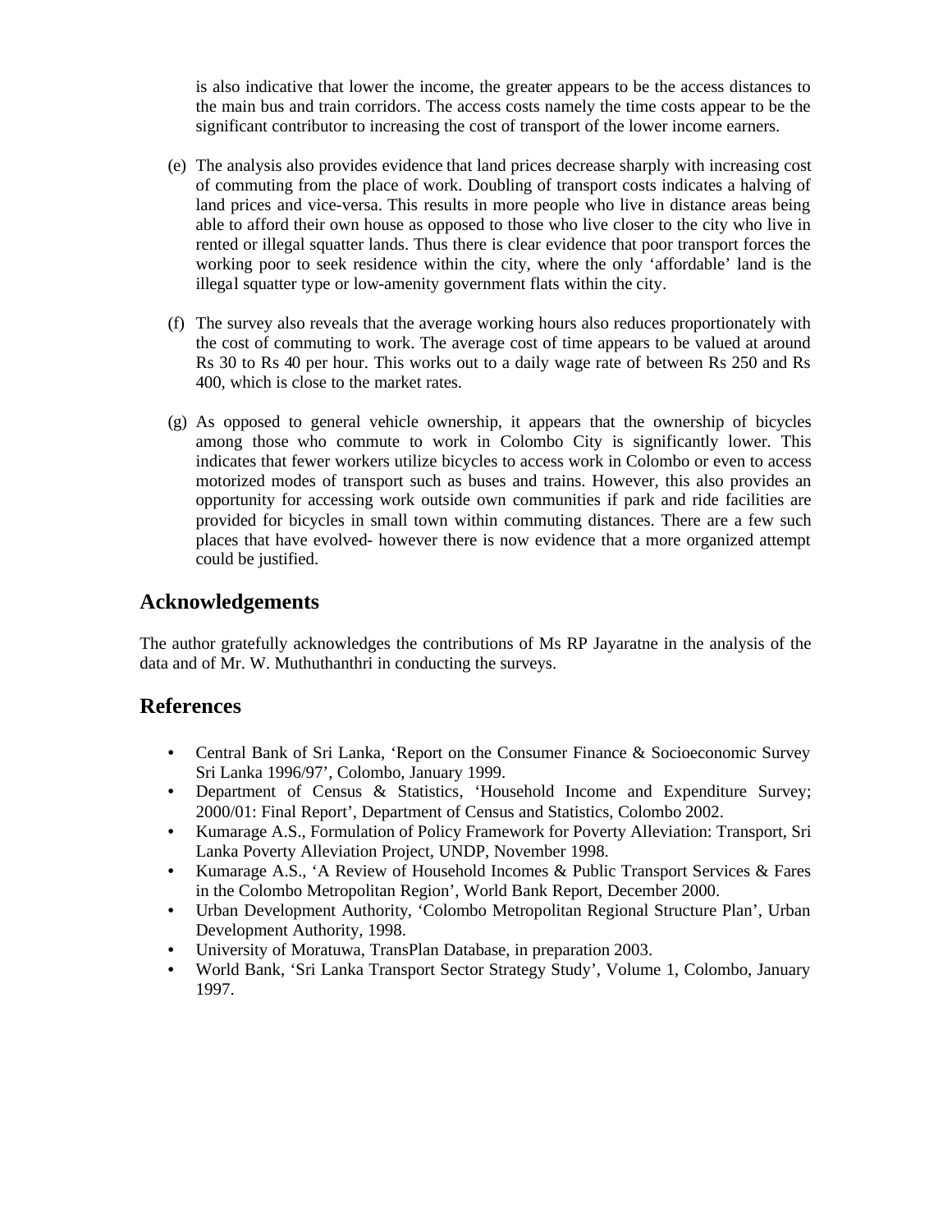is also indicative that lower the income, the greater appears to be the access distances to the main bus and train corridors. The access costs namely the time costs appear to be the significant contributor to increasing the cost of transport of the lower income earners.

(e) The analysis also provides evidence that land prices decrease sharply with increasing cost of commuting from the place of work. Doubling of transport costs indicates a halving of land prices and vice-versa. This results in more people who live in distance areas being able to afford their own house as opposed to those who live closer to the city who live in rented or illegal squatter lands. Thus there is clear evidence that poor transport forces the working poor to seek residence within the city, where the only 'affordable' land is the illegal squatter type or low-amenity government flats within the city.

(f) The survey also reveals that the average working hours also reduces proportionately with the cost of commuting to work. The average cost of time appears to be valued at around Rs 30 to Rs 40 per hour. This works out to a daily wage rate of between Rs 250 and Rs 400, which is close to the market rates.

(g) As opposed to general vehicle ownership, it appears that the ownership of bicycles among those who commute to work in Colombo City is significantly lower. This indicates that fewer workers utilize bicycles to access work in Colombo or even to access motorized modes of transport such as buses and trains. However, this also provides an opportunity for accessing work outside own communities if park and ride facilities are provided for bicycles in small town within commuting distances. There are a few such places that have evolved- however there is now evidence that a more organized attempt could be justified.

## Acknowledgements

The author gratefully acknowledges the contributions of Ms RP Jayaratne in the analysis of the data and of Mr. W. Muthuthanthri in conducting the surveys.

## References

- Central Bank of Sri Lanka, 'Report on the Consumer Finance & Socioeconomic Survey Sri Lanka 1996/97', Colombo, January 1999.
- Department of Census & Statistics, 'Household Income and Expenditure Survey; 2000/01: Final Report', Department of Census and Statistics, Colombo 2002.
- Kumarage A.S., Formulation of Policy Framework for Poverty Alleviation: Transport, Sri Lanka Poverty Alleviation Project, UNDP, November 1998.
- Kumarage A.S., 'A Review of Household Incomes & Public Transport Services & Fares in the Colombo Metropolitan Region', World Bank Report, December 2000.
- Urban Development Authority, 'Colombo Metropolitan Regional Structure Plan', Urban Development Authority, 1998.
- University of Moratuwa, TransPlan Database, in preparation 2003.
- World Bank, 'Sri Lanka Transport Sector Strategy Study', Volume 1, Colombo, January 1997.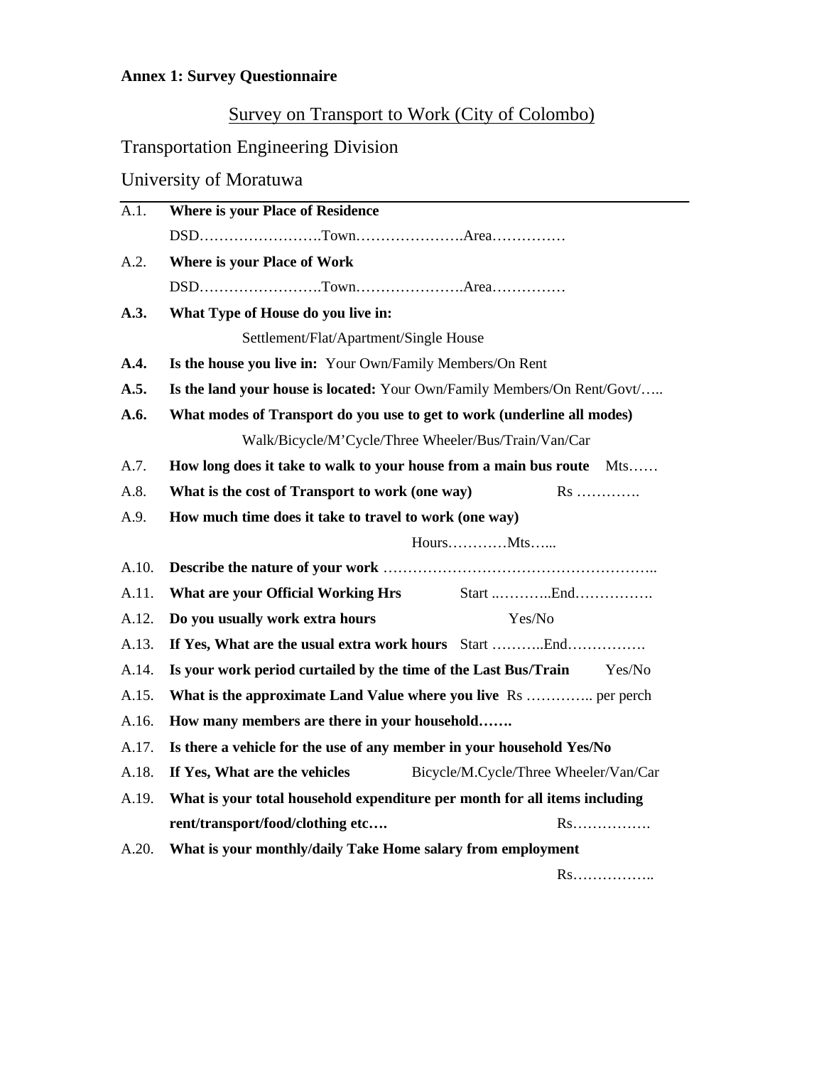**Annex 1: Survey Questionnaire**

Survey on Transport to Work (City of Colombo)

Transportation Engineering Division

University of Moratuwa

---

A.1. **Where is your Place of Residence**

DSD…………………….Town………………….Area……………

A.2. **Where is your Place of Work**

DSD…………………….Town………………….Area……………

**A.3. What Type of House do you live in:**

Settlement/Flat/Apartment/Single House

**A.4. Is the house you live in:** Your Own/Family Members/On Rent

**A.5. Is the land your house is located:** Your Own/Family Members/On Rent/Govt/…..

**A.6. What modes of Transport do you use to get to work (underline all modes)**

Walk/Bicycle/M'Cycle/Three Wheeler/Bus/Train/Van/Car

A.7. **How long does it take to walk to your house from a main bus route** Mts……

A.8. **What is the cost of Transport to work (one way)** Rs ………….

A.9. **How much time does it take to travel to work (one way)**

Hours…………Mts…...

A.10. **Describe the nature of your work** ………………………………………………..

A.11. **What are your Official Working Hrs** Start ..………..End…………….

A.12. **Do you usually work extra hours** Yes/No

A.13. **If Yes, What are the usual extra work hours** Start ………..End…………….

A.14. **Is your work period curtailed by the time of the Last Bus/Train** Yes/No

A.15. **What is the approximate Land Value where you live** Rs ………….. per perch

A.16. **How many members are there in your household…….**

A.17. **Is there a vehicle for the use of any member in your household Yes/No**

A.18. **If Yes, What are the vehicles** Bicycle/M.Cycle/Three Wheeler/Van/Car

A.19. **What is your total household expenditure per month for all items including rent/transport/food/clothing etc….** Rs…………….

A.20. **What is your monthly/daily Take Home salary from employment**

Rs……………..